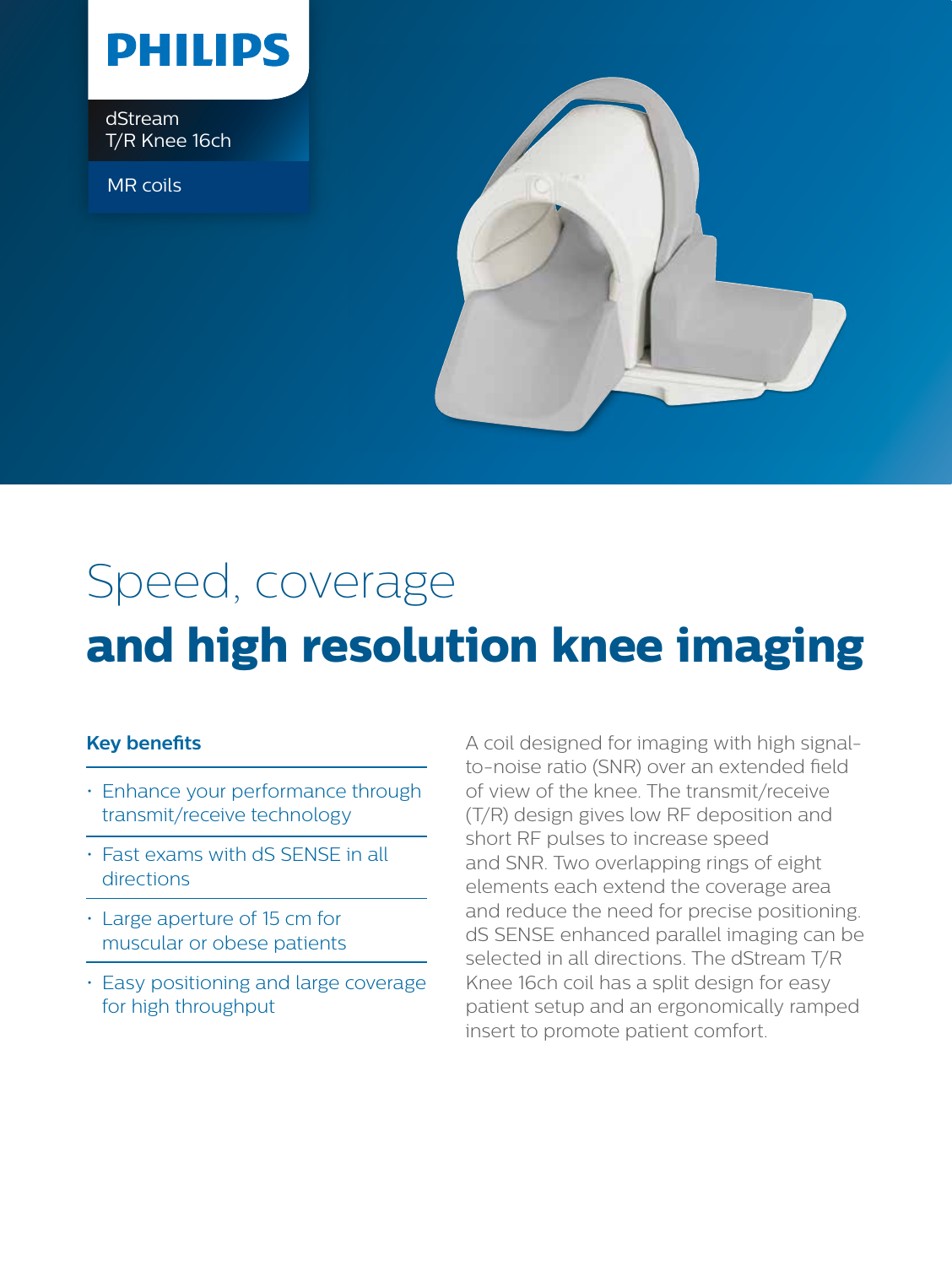PHILIPS

dStream
T/R Knee 16ch

MR coils

# Speed, coverage **and high resolution knee imaging**

### Key benefits

- Enhance your performance through transmit/receive technology
- Fast exams with dS SENSE in all directions
- Large aperture of 15 cm for muscular or obese patients
- Easy positioning and large coverage for high throughput

A coil designed for imaging with high signal-to-noise ratio (SNR) over an extended field of view of the knee. The transmit/receive (T/R) design gives low RF deposition and short RF pulses to increase speed and SNR. Two overlapping rings of eight elements each extend the coverage area and reduce the need for precise positioning. dS SENSE enhanced parallel imaging can be selected in all directions. The dStream T/R Knee 16ch coil has a split design for easy patient setup and an ergonomically ramped insert to promote patient comfort.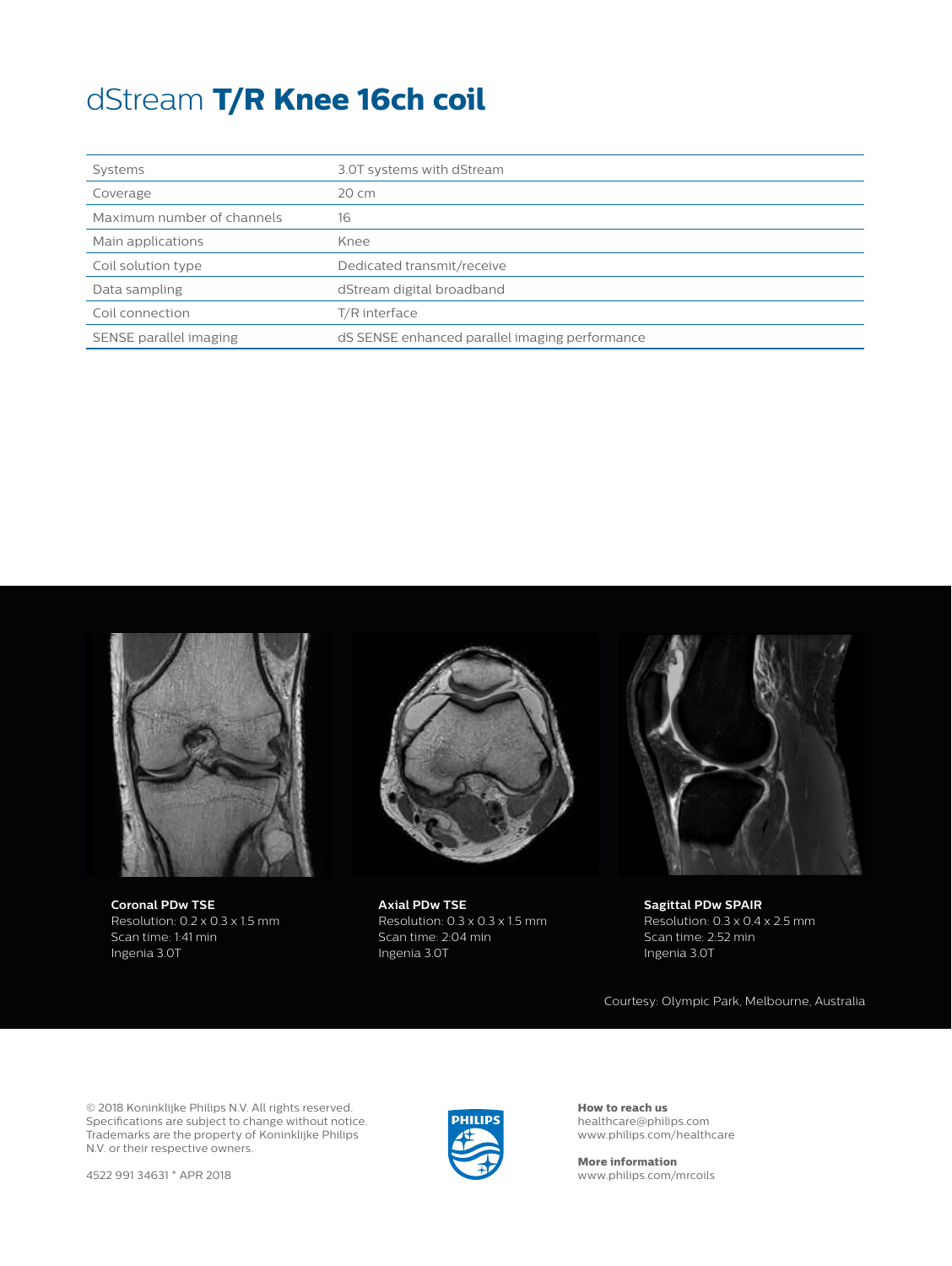# dStream **T/R Knee 16ch coil**

| | |
|---|---|
| Systems | 3.0T systems with dStream |
| Coverage | 20 cm |
| Maximum number of channels | 16 |
| Main applications | Knee |
| Coil solution type | Dedicated transmit/receive |
| Data sampling | dStream digital broadband |
| Coil connection | T/R interface |
| SENSE parallel imaging | dS SENSE enhanced parallel imaging performance |

**Coronal PDw TSE**
Resolution: 0.2 x 0.3 x 1.5 mm
Scan time: 1:41 min
Ingenia 3.0T

**Axial PDw TSE**
Resolution: 0.3 x 0.3 x 1.5 mm
Scan time: 2:04 min
Ingenia 3.0T

**Sagittal PDw SPAIR**
Resolution: 0.3 x 0.4 x 2.5 mm
Scan time: 2:52 min
Ingenia 3.0T

Courtesy: Olympic Park, Melbourne, Australia

© 2018 Koninklijke Philips N.V. All rights reserved.
Specifications are subject to change without notice.
Trademarks are the property of Koninklijke Philips N.V. or their respective owners.

4522 991 34631 * APR 2018

**How to reach us**
healthcare@philips.com
www.philips.com/healthcare

**More information**
www.philips.com/mrcoils